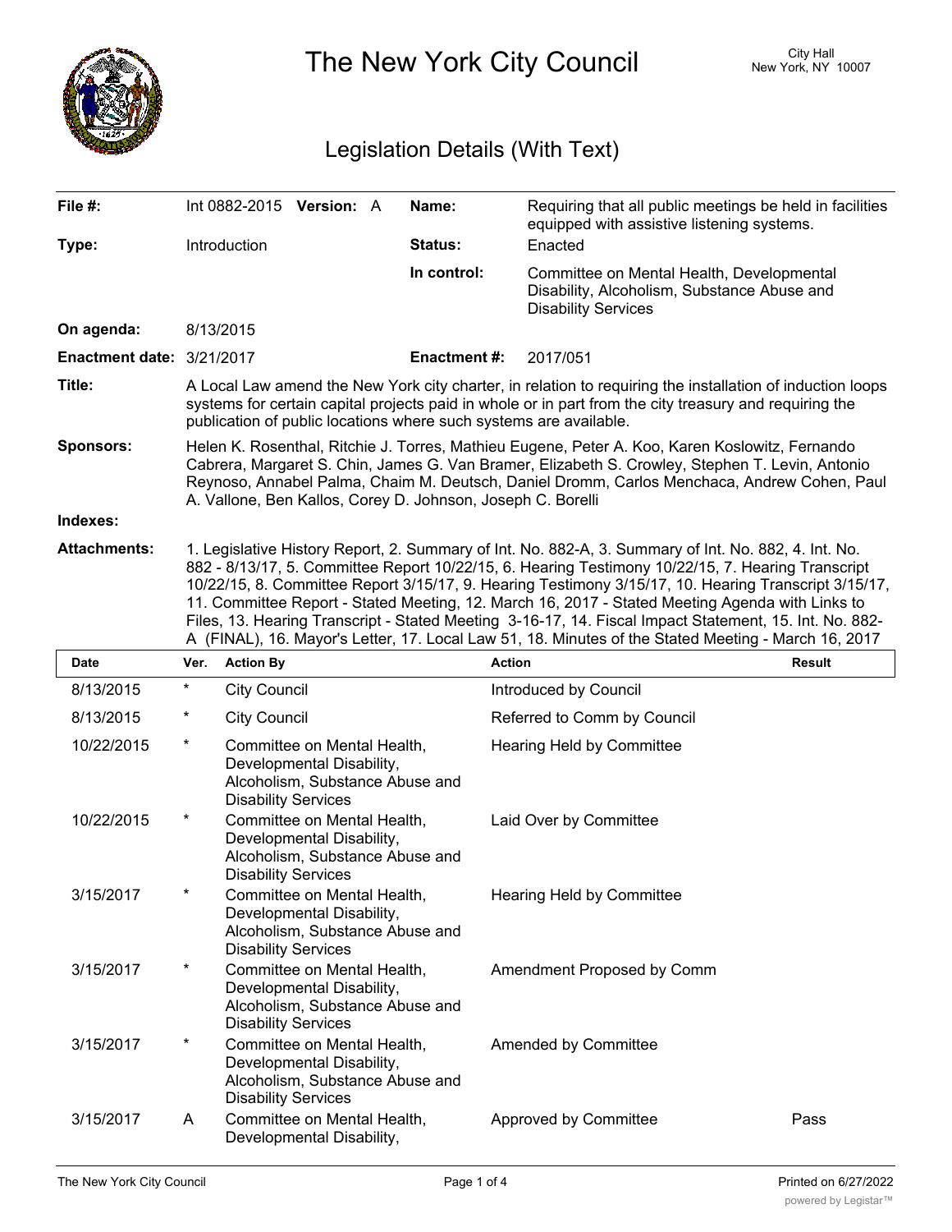# The New York City Council

City Hall
New York, NY 10007

## Legislation Details (With Text)

| | | | |
|---|---|---|---|
| **File #:** | Int 0882-2015 **Version:** A | **Name:** | Requiring that all public meetings be held in facilities equipped with assistive listening systems. |
| **Type:** | Introduction | **Status:** | Enacted |
| | | **In control:** | Committee on Mental Health, Developmental Disability, Alcoholism, Substance Abuse and Disability Services |
| **On agenda:** | 8/13/2015 | | |
| **Enactment date:** | 3/21/2017 | **Enactment #:** | 2017/051 |

**Title:** A Local Law amend the New York city charter, in relation to requiring the installation of induction loops systems for certain capital projects paid in whole or in part from the city treasury and requiring the publication of public locations where such systems are available.

**Sponsors:** Helen K. Rosenthal, Ritchie J. Torres, Mathieu Eugene, Peter A. Koo, Karen Koslowitz, Fernando Cabrera, Margaret S. Chin, James G. Van Bramer, Elizabeth S. Crowley, Stephen T. Levin, Antonio Reynoso, Annabel Palma, Chaim M. Deutsch, Daniel Dromm, Carlos Menchaca, Andrew Cohen, Paul A. Vallone, Ben Kallos, Corey D. Johnson, Joseph C. Borelli

**Indexes:**

**Attachments:** 1. Legislative History Report, 2. Summary of Int. No. 882-A, 3. Summary of Int. No. 882, 4. Int. No. 882 - 8/13/17, 5. Committee Report 10/22/15, 6. Hearing Testimony 10/22/15, 7. Hearing Transcript 10/22/15, 8. Committee Report 3/15/17, 9. Hearing Testimony 3/15/17, 10. Hearing Transcript 3/15/17, 11. Committee Report - Stated Meeting, 12. March 16, 2017 - Stated Meeting Agenda with Links to Files, 13. Hearing Transcript - Stated Meeting 3-16-17, 14. Fiscal Impact Statement, 15. Int. No. 882-A (FINAL), 16. Mayor's Letter, 17. Local Law 51, 18. Minutes of the Stated Meeting - March 16, 2017

| Date | Ver. | Action By | Action | Result |
|---|---|---|---|---|
| 8/13/2015 | * | City Council | Introduced by Council | |
| 8/13/2015 | * | City Council | Referred to Comm by Council | |
| 10/22/2015 | * | Committee on Mental Health, Developmental Disability, Alcoholism, Substance Abuse and Disability Services | Hearing Held by Committee | |
| 10/22/2015 | * | Committee on Mental Health, Developmental Disability, Alcoholism, Substance Abuse and Disability Services | Laid Over by Committee | |
| 3/15/2017 | * | Committee on Mental Health, Developmental Disability, Alcoholism, Substance Abuse and Disability Services | Hearing Held by Committee | |
| 3/15/2017 | * | Committee on Mental Health, Developmental Disability, Alcoholism, Substance Abuse and Disability Services | Amendment Proposed by Comm | |
| 3/15/2017 | * | Committee on Mental Health, Developmental Disability, Alcoholism, Substance Abuse and Disability Services | Amended by Committee | |
| 3/15/2017 | A | Committee on Mental Health, Developmental Disability, | Approved by Committee | Pass |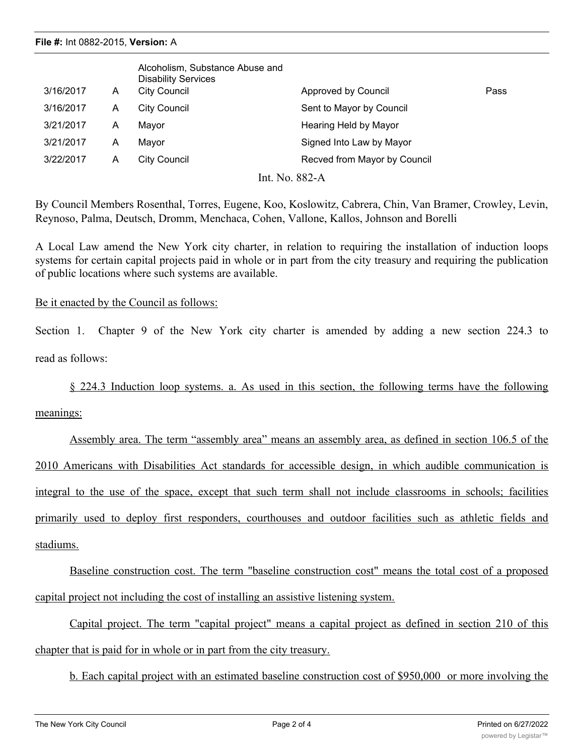| | | | | |
|---|---|---|---|---|
| | | Alcoholism, Substance Abuse and Disability Services | | |
| 3/16/2017 | A | City Council | Approved by Council | Pass |
| 3/16/2017 | A | City Council | Sent to Mayor by Council | |
| 3/21/2017 | A | Mayor | Hearing Held by Mayor | |
| 3/21/2017 | A | Mayor | Signed Into Law by Mayor | |
| 3/22/2017 | A | City Council | Recved from Mayor by Council | |

Int. No. 882-A

By Council Members Rosenthal, Torres, Eugene, Koo, Koslowitz, Cabrera, Chin, Van Bramer, Crowley, Levin, Reynoso, Palma, Deutsch, Dromm, Menchaca, Cohen, Vallone, Kallos, Johnson and Borelli

A Local Law amend the New York city charter, in relation to requiring the installation of induction loops systems for certain capital projects paid in whole or in part from the city treasury and requiring the publication of public locations where such systems are available.

Be it enacted by the Council as follows:

Section 1. Chapter 9 of the New York city charter is amended by adding a new section 224.3 to read as follows:

§ 224.3 Induction loop systems. a. As used in this section, the following terms have the following meanings:

Assembly area. The term "assembly area" means an assembly area, as defined in section 106.5 of the 2010 Americans with Disabilities Act standards for accessible design, in which audible communication is integral to the use of the space, except that such term shall not include classrooms in schools; facilities primarily used to deploy first responders, courthouses and outdoor facilities such as athletic fields and stadiums.

Baseline construction cost. The term "baseline construction cost" means the total cost of a proposed capital project not including the cost of installing an assistive listening system.

Capital project. The term "capital project" means a capital project as defined in section 210 of this chapter that is paid for in whole or in part from the city treasury.

b. Each capital project with an estimated baseline construction cost of $950,000 or more involving the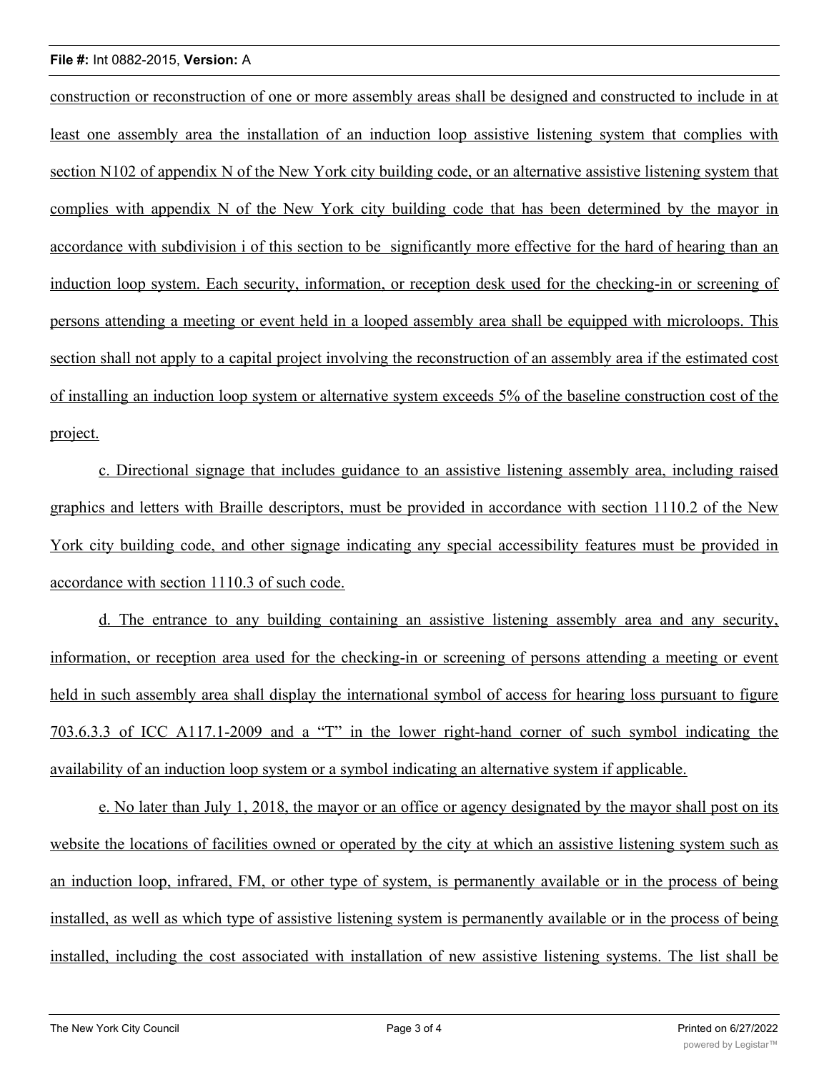construction or reconstruction of one or more assembly areas shall be designed and constructed to include in at least one assembly area the installation of an induction loop assistive listening system that complies with section N102 of appendix N of the New York city building code, or an alternative assistive listening system that complies with appendix N of the New York city building code that has been determined by the mayor in accordance with subdivision i of this section to be significantly more effective for the hard of hearing than an induction loop system. Each security, information, or reception desk used for the checking-in or screening of persons attending a meeting or event held in a looped assembly area shall be equipped with microloops. This section shall not apply to a capital project involving the reconstruction of an assembly area if the estimated cost of installing an induction loop system or alternative system exceeds 5% of the baseline construction cost of the project.

c. Directional signage that includes guidance to an assistive listening assembly area, including raised graphics and letters with Braille descriptors, must be provided in accordance with section 1110.2 of the New York city building code, and other signage indicating any special accessibility features must be provided in accordance with section 1110.3 of such code.

d. The entrance to any building containing an assistive listening assembly area and any security, information, or reception area used for the checking-in or screening of persons attending a meeting or event held in such assembly area shall display the international symbol of access for hearing loss pursuant to figure 703.6.3.3 of ICC A117.1-2009 and a "T" in the lower right-hand corner of such symbol indicating the availability of an induction loop system or a symbol indicating an alternative system if applicable.

e. No later than July 1, 2018, the mayor or an office or agency designated by the mayor shall post on its website the locations of facilities owned or operated by the city at which an assistive listening system such as an induction loop, infrared, FM, or other type of system, is permanently available or in the process of being installed, as well as which type of assistive listening system is permanently available or in the process of being installed, including the cost associated with installation of new assistive listening systems. The list shall be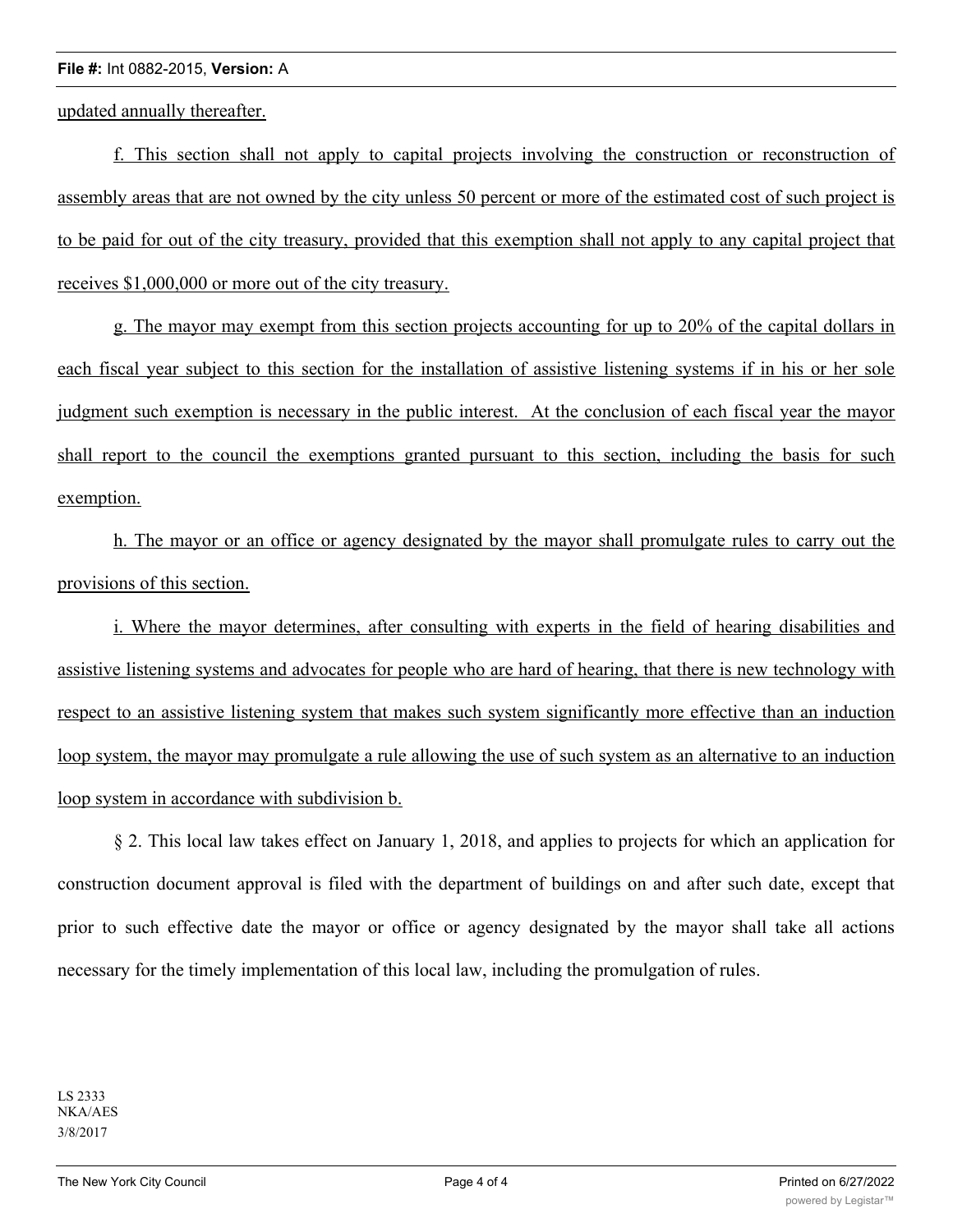updated annually thereafter.

f. This section shall not apply to capital projects involving the construction or reconstruction of assembly areas that are not owned by the city unless 50 percent or more of the estimated cost of such project is to be paid for out of the city treasury, provided that this exemption shall not apply to any capital project that receives $1,000,000 or more out of the city treasury.

g. The mayor may exempt from this section projects accounting for up to 20% of the capital dollars in each fiscal year subject to this section for the installation of assistive listening systems if in his or her sole judgment such exemption is necessary in the public interest. At the conclusion of each fiscal year the mayor shall report to the council the exemptions granted pursuant to this section, including the basis for such exemption.

h. The mayor or an office or agency designated by the mayor shall promulgate rules to carry out the provisions of this section.

i. Where the mayor determines, after consulting with experts in the field of hearing disabilities and assistive listening systems and advocates for people who are hard of hearing, that there is new technology with respect to an assistive listening system that makes such system significantly more effective than an induction loop system, the mayor may promulgate a rule allowing the use of such system as an alternative to an induction loop system in accordance with subdivision b.

§ 2. This local law takes effect on January 1, 2018, and applies to projects for which an application for construction document approval is filed with the department of buildings on and after such date, except that prior to such effective date the mayor or office or agency designated by the mayor shall take all actions necessary for the timely implementation of this local law, including the promulgation of rules.

LS 2333
NKA/AES
3/8/2017